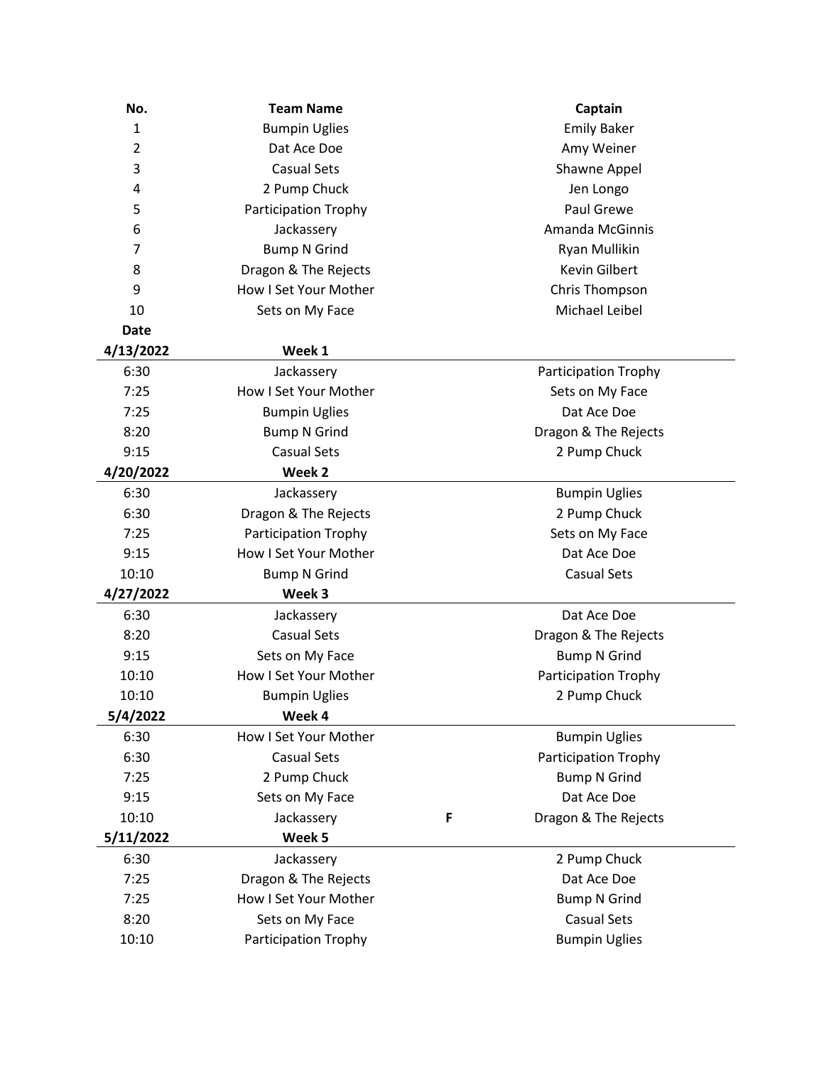| No. | Team Name | | Captain |
|---|---|---|---|
| 1 | Bumpin Uglies | | Emily Baker |
| 2 | Dat Ace Doe | | Amy Weiner |
| 3 | Casual Sets | | Shawne Appel |
| 4 | 2 Pump Chuck | | Jen Longo |
| 5 | Participation Trophy | | Paul Grewe |
| 6 | Jackassery | | Amanda McGinnis |
| 7 | Bump N Grind | | Ryan Mullikin |
| 8 | Dragon & The Rejects | | Kevin Gilbert |
| 9 | How I Set Your Mother | | Chris Thompson |
| 10 | Sets on My Face | | Michael Leibel |

| Date | | | |
|---|---|---|---|
| **4/13/2022** | **Week 1** | | |
| 6:30 | Jackassery | | Participation Trophy |
| 7:25 | How I Set Your Mother | | Sets on My Face |
| 7:25 | Bumpin Uglies | | Dat Ace Doe |
| 8:20 | Bump N Grind | | Dragon & The Rejects |
| 9:15 | Casual Sets | | 2 Pump Chuck |
| **4/20/2022** | **Week 2** | | |
| 6:30 | Jackassery | | Bumpin Uglies |
| 6:30 | Dragon & The Rejects | | 2 Pump Chuck |
| 7:25 | Participation Trophy | | Sets on My Face |
| 9:15 | How I Set Your Mother | | Dat Ace Doe |
| 10:10 | Bump N Grind | | Casual Sets |
| **4/27/2022** | **Week 3** | | |
| 6:30 | Jackassery | | Dat Ace Doe |
| 8:20 | Casual Sets | | Dragon & The Rejects |
| 9:15 | Sets on My Face | | Bump N Grind |
| 10:10 | How I Set Your Mother | | Participation Trophy |
| 10:10 | Bumpin Uglies | | 2 Pump Chuck |
| **5/4/2022** | **Week 4** | | |
| 6:30 | How I Set Your Mother | | Bumpin Uglies |
| 6:30 | Casual Sets | | Participation Trophy |
| 7:25 | 2 Pump Chuck | | Bump N Grind |
| 9:15 | Sets on My Face | | Dat Ace Doe |
| 10:10 | Jackassery | **F** | Dragon & The Rejects |
| **5/11/2022** | **Week 5** | | |
| 6:30 | Jackassery | | 2 Pump Chuck |
| 7:25 | Dragon & The Rejects | | Dat Ace Doe |
| 7:25 | How I Set Your Mother | | Bump N Grind |
| 8:20 | Sets on My Face | | Casual Sets |
| 10:10 | Participation Trophy | | Bumpin Uglies |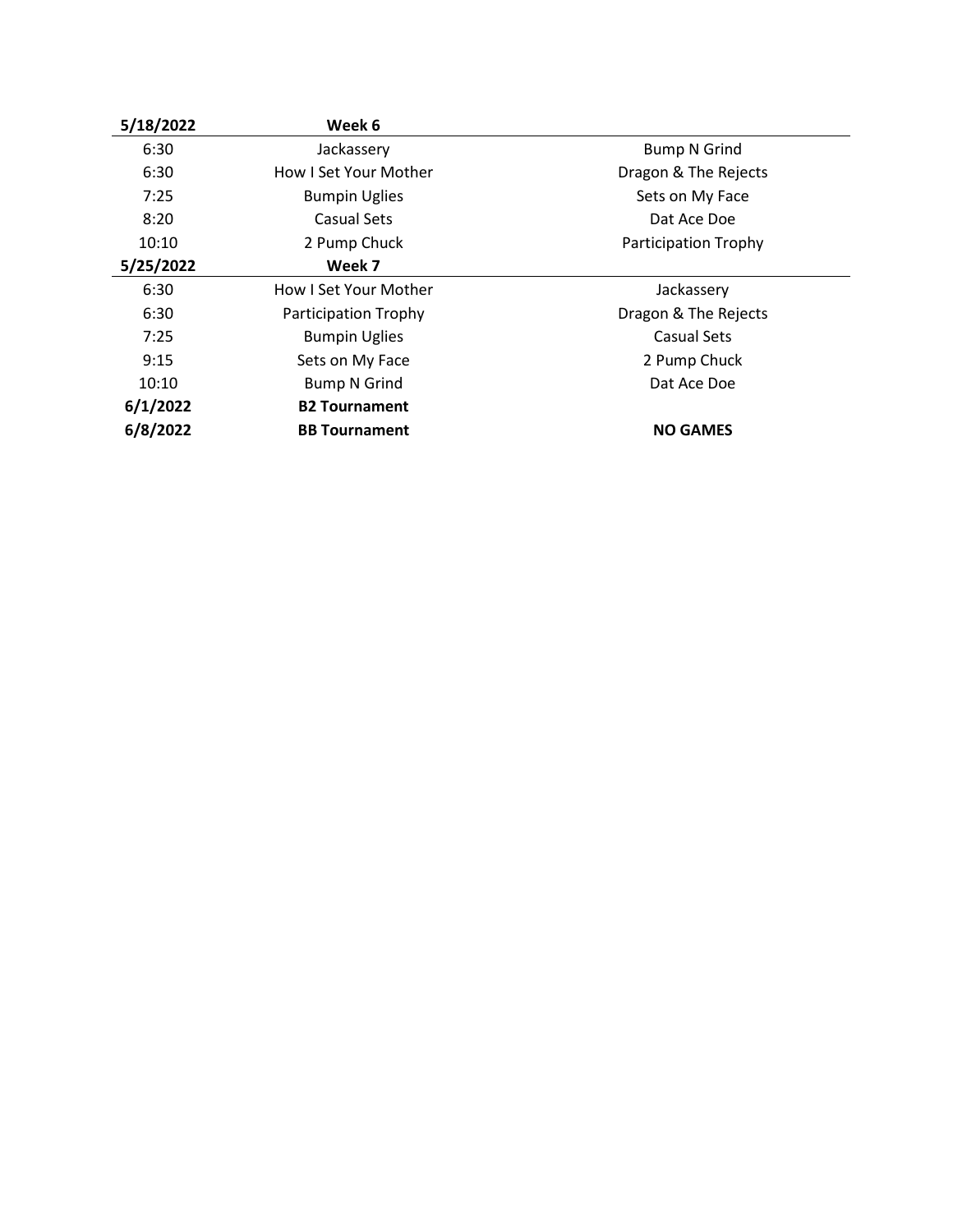| | | |
|---|---|---|
| **5/18/2022** | **Week 6** | |
| 6:30 | Jackassery | Bump N Grind |
| 6:30 | How I Set Your Mother | Dragon & The Rejects |
| 7:25 | Bumpin Uglies | Sets on My Face |
| 8:20 | Casual Sets | Dat Ace Doe |
| 10:10 | 2 Pump Chuck | Participation Trophy |
| **5/25/2022** | **Week 7** | |
| 6:30 | How I Set Your Mother | Jackassery |
| 6:30 | Participation Trophy | Dragon & The Rejects |
| 7:25 | Bumpin Uglies | Casual Sets |
| 9:15 | Sets on My Face | 2 Pump Chuck |
| 10:10 | Bump N Grind | Dat Ace Doe |
| **6/1/2022** | **B2 Tournament** | |
| **6/8/2022** | **BB Tournament** | **NO GAMES** |